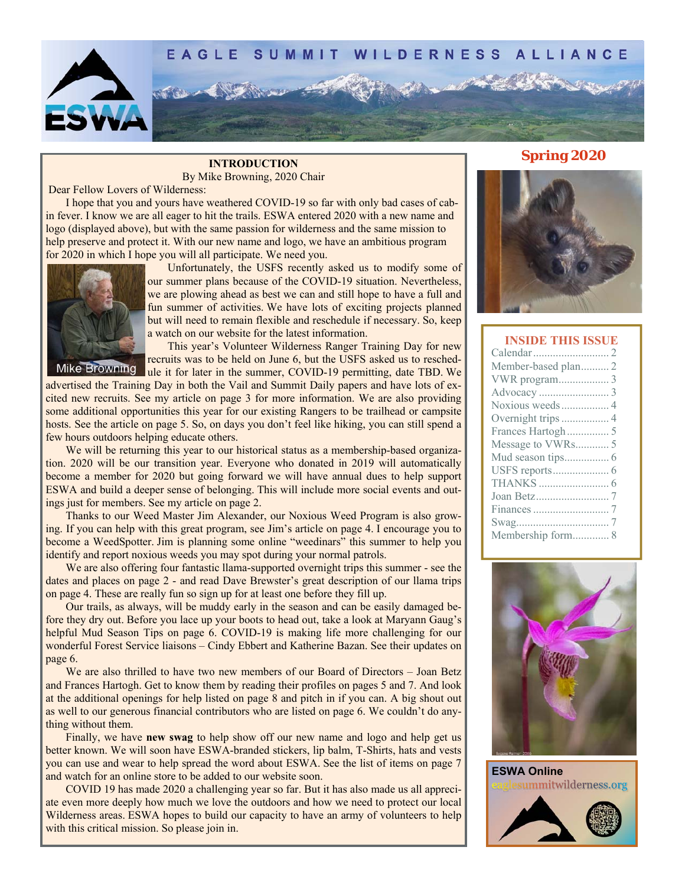# EAGLE SUMMIT WILDERNESS ALLIANCE

**Spring 2020**

## INTRODUCTION

By Mike Browning, 2020 Chair

Dear Fellow Lovers of Wilderness:

I hope that you and yours have weathered COVID-19 so far with only bad cases of cabin fever. I know we are all eager to hit the trails. ESWA entered 2020 with a new name and logo (displayed above), but with the same passion for wilderness and the same mission to help preserve and protect it. With our new name and logo, we have an ambitious program for 2020 in which I hope you will all participate. We need you.

Mike Browning

Unfortunately, the USFS recently asked us to modify some of our summer plans because of the COVID-19 situation. Nevertheless, we are plowing ahead as best we can and still hope to have a full and fun summer of activities. We have lots of exciting projects planned but will need to remain flexible and reschedule if necessary. So, keep a watch on our website for the latest information.

This year's Volunteer Wilderness Ranger Training Day for new recruits was to be held on June 6, but the USFS asked us to reschedule it for later in the summer, COVID-19 permitting, date TBD. We advertised the Training Day in both the Vail and Summit Daily papers and have lots of excited new recruits. See my article on page 3 for more information. We are also providing some additional opportunities this year for our existing Rangers to be trailhead or campsite hosts. See the article on page 5. So, on days you don't feel like hiking, you can still spend a few hours outdoors helping educate others.

We will be returning this year to our historical status as a membership-based organization. 2020 will be our transition year. Everyone who donated in 2019 will automatically become a member for 2020 but going forward we will have annual dues to help support ESWA and build a deeper sense of belonging. This will include more social events and outings just for members. See my article on page 2.

Thanks to our Weed Master Jim Alexander, our Noxious Weed Program is also growing. If you can help with this great program, see Jim's article on page 4. I encourage you to become a WeedSpotter. Jim is planning some online "weedinars" this summer to help you identify and report noxious weeds you may spot during your normal patrols.

We are also offering four fantastic llama-supported overnight trips this summer - see the dates and places on page 2 - and read Dave Brewster's great description of our llama trips on page 4. These are really fun so sign up for at least one before they fill up.

Our trails, as always, will be muddy early in the season and can be easily damaged before they dry out. Before you lace up your boots to head out, take a look at Maryann Gaug's helpful Mud Season Tips on page 6. COVID-19 is making life more challenging for our wonderful Forest Service liaisons – Cindy Ebbert and Katherine Bazan. See their updates on page 6.

We are also thrilled to have two new members of our Board of Directors – Joan Betz and Frances Hartogh. Get to know them by reading their profiles on pages 5 and 7. And look at the additional openings for help listed on page 8 and pitch in if you can. A big shout out as well to our generous financial contributors who are listed on page 6. We couldn't do anything without them.

Finally, we have **new swag** to help show off our new name and logo and help get us better known. We will soon have ESWA-branded stickers, lip balm, T-Shirts, hats and vests you can use and wear to help spread the word about ESWA. See the list of items on page 7 and watch for an online store to be added to our website soon.

COVID 19 has made 2020 a challenging year so far. But it has also made us all appreciate even more deeply how much we love the outdoors and how we need to protect our local Wilderness areas. ESWA hopes to build our capacity to have an army of volunteers to help with this critical mission. So please join in.

## INSIDE THIS ISSUE

| | |
|---|---|
| Calendar | 2 |
| Member-based plan | 2 |
| VWR program | 3 |
| Advocacy | 3 |
| Noxious weeds | 4 |
| Overnight trips | 4 |
| Frances Hartogh | 5 |
| Message to VWRs | 5 |
| Mud season tips | 6 |
| USFS reports | 6 |
| THANKS | 6 |
| Joan Betz | 7 |
| Finances | 7 |
| Swag | 7 |
| Membership form | 8 |

**ESWA Online**

eaglesummitwilderness.org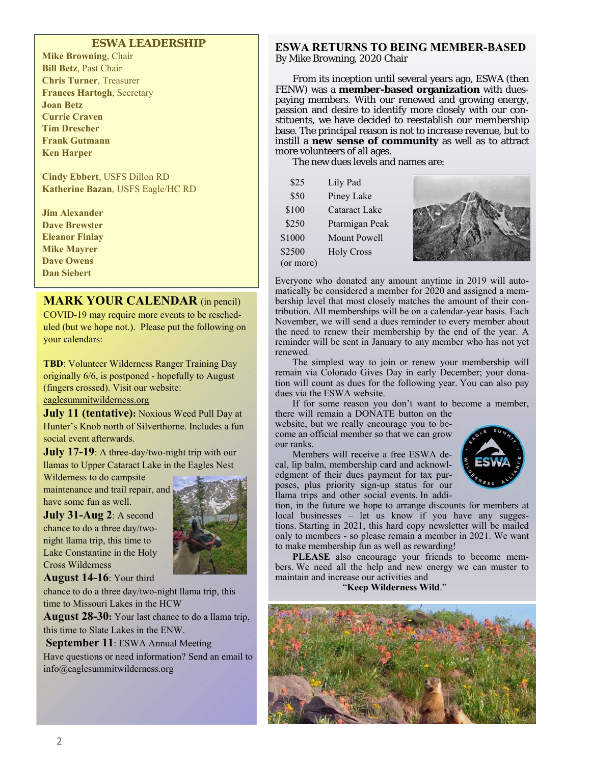## ESWA LEADERSHIP

**Mike Browning**, Chair
**Bill Betz**, Past Chair
**Chris Turner**, Treasurer
**Frances Hartogh**, Secretary
**Joan Betz**
**Currie Craven**
**Tim Drescher**
**Frank Gutmann**
**Ken Harper**

**Cindy Ebbert**, USFS Dillon RD
**Katherine Bazan**, USFS Eagle/HC RD

**Jim Alexander**
**Dave Brewster**
**Eleanor Finlay**
**Mike Mayrer**
**Dave Owens**
**Dan Siebert**

## MARK YOUR CALENDAR (in pencil)

COVID-19 may require more events to be rescheduled (but we hope not.). Please put the following on your calendars:

**TBD**: Volunteer Wilderness Ranger Training Day originally 6/6, is postponed - hopefully to August (fingers crossed). Visit our website: eaglesummitwilderness.org

**July 11 (tentative):** Noxious Weed Pull Day at Hunter's Knob north of Silverthorne. Includes a fun social event afterwards.

**July 17-19**: A three-day/two-night trip with our llamas to Upper Cataract Lake in the Eagles Nest Wilderness to do campsite maintenance and trail repair, and have some fun as well.

**July 31-Aug 2**: A second chance to do a three day/two-night llama trip, this time to Lake Constantine in the Holy Cross Wilderness

**August 14-16**: Your third chance to do a three day/two-night llama trip, this time to Missouri Lakes in the HCW

**August 28-30:** Your last chance to do a llama trip, this time to Slate Lakes in the ENW.

**September 11**: ESWA Annual Meeting

Have questions or need information? Send an email to info@eaglesummitwilderness.org

## ESWA RETURNS TO BEING MEMBER-BASED

By Mike Browning, 2020 Chair

From its inception until several years ago, ESWA (then FENW) was a **member-based organization** with dues-paying members. With our renewed and growing energy, passion and desire to identify more closely with our constituents, we have decided to reestablish our membership base. The principal reason is not to increase revenue, but to instill a **new sense of community** as well as to attract more volunteers of all ages.

The new dues levels and names are:

| | |
|---|---|
| $25 | Lily Pad |
| $50 | Piney Lake |
| $100 | Cataract Lake |
| $250 | Ptarmigan Peak |
| $1000 | Mount Powell |
| $2500 (or more) | Holy Cross |

Everyone who donated any amount anytime in 2019 will automatically be considered a member for 2020 and assigned a membership level that most closely matches the amount of their contribution. All memberships will be on a calendar-year basis. Each November, we will send a dues reminder to every member about the need to renew their membership by the end of the year. A reminder will be sent in January to any member who has not yet renewed.

The simplest way to join or renew your membership will remain via Colorado Gives Day in early December; your donation will count as dues for the following year. You can also pay dues via the ESWA website.

If for some reason you don't want to become a member, there will remain a DONATE button on the website, but we really encourage you to become an official member so that we can grow our ranks.

Members will receive a free ESWA decal, lip balm, membership card and acknowledgment of their dues payment for tax purposes, plus priority sign-up status for our llama trips and other social events. In addition, in the future we hope to arrange discounts for members at local businesses – let us know if you have any suggestions. Starting in 2021, this hard copy newsletter will be mailed only to members - so please remain a member in 2021. We want to make membership fun as well as rewarding!

**PLEASE** also encourage your friends to become members. We need all the help and new energy we can muster to maintain and increase our activities and

"**Keep Wilderness Wild**."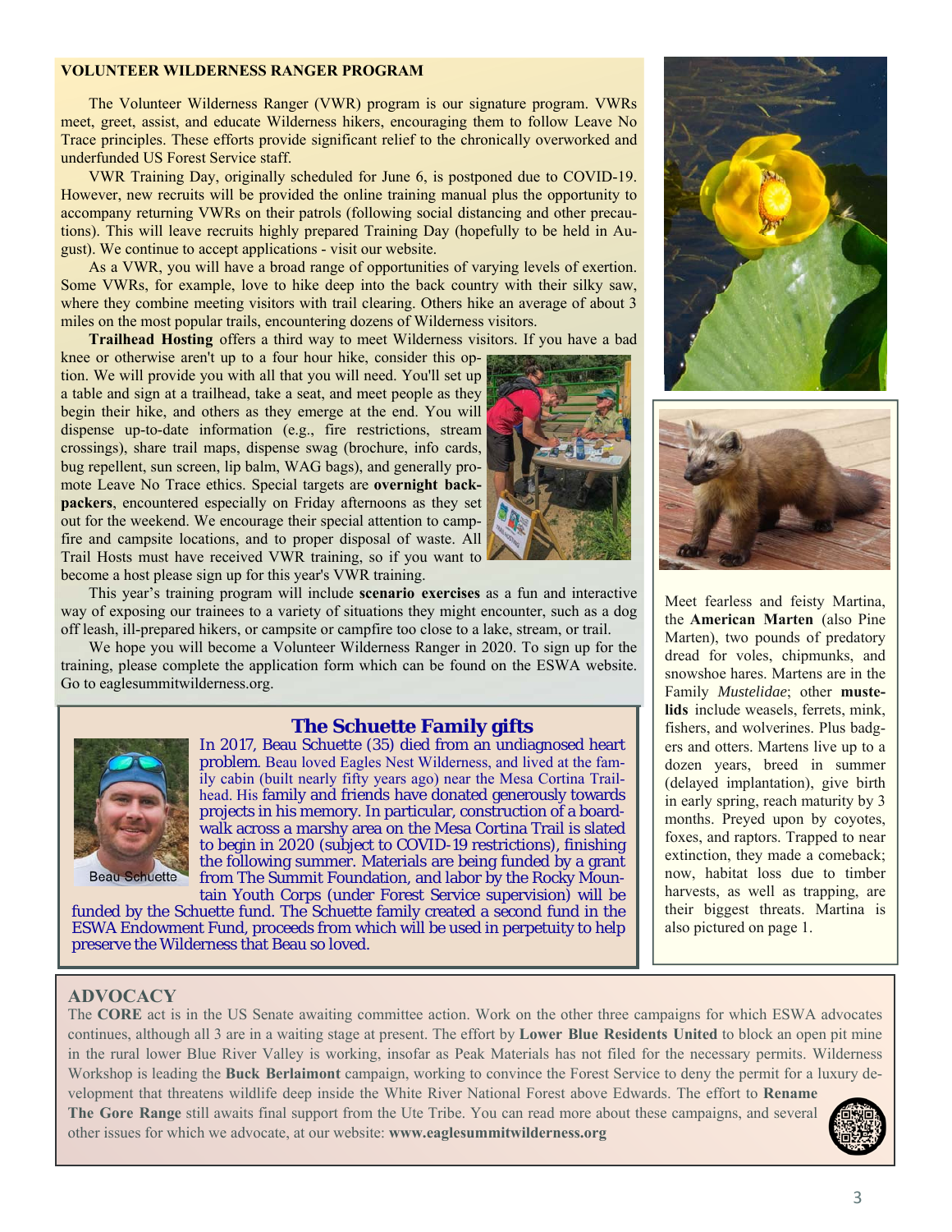## VOLUNTEER WILDERNESS RANGER PROGRAM

The Volunteer Wilderness Ranger (VWR) program is our signature program. VWRs meet, greet, assist, and educate Wilderness hikers, encouraging them to follow Leave No Trace principles. These efforts provide significant relief to the chronically overworked and underfunded US Forest Service staff.

VWR Training Day, originally scheduled for June 6, is postponed due to COVID-19. However, new recruits will be provided the online training manual plus the opportunity to accompany returning VWRs on their patrols (following social distancing and other precautions). This will leave recruits highly prepared Training Day (hopefully to be held in August). We continue to accept applications - visit our website.

As a VWR, you will have a broad range of opportunities of varying levels of exertion. Some VWRs, for example, love to hike deep into the back country with their silky saw, where they combine meeting visitors with trail clearing. Others hike an average of about 3 miles on the most popular trails, encountering dozens of Wilderness visitors.

**Trailhead Hosting** offers a third way to meet Wilderness visitors. If you have a bad knee or otherwise aren't up to a four hour hike, consider this option. We will provide you with all that you will need. You'll set up a table and sign at a trailhead, take a seat, and meet people as they begin their hike, and others as they emerge at the end. You will dispense up-to-date information (e.g., fire restrictions, stream crossings), share trail maps, dispense swag (brochure, info cards, bug repellent, sun screen, lip balm, WAG bags), and generally promote Leave No Trace ethics. Special targets are **overnight backpackers**, encountered especially on Friday afternoons as they set out for the weekend. We encourage their special attention to campfire and campsite locations, and to proper disposal of waste. All Trail Hosts must have received VWR training, so if you want to become a host please sign up for this year's VWR training.

This year's training program will include **scenario exercises** as a fun and interactive way of exposing our trainees to a variety of situations they might encounter, such as a dog off leash, ill-prepared hikers, or campsite or campfire too close to a lake, stream, or trail.

We hope you will become a Volunteer Wilderness Ranger in 2020. To sign up for the training, please complete the application form which can be found on the ESWA website. Go to eaglesummitwilderness.org.

## The Schuette Family gifts

Beau Schuette

In 2017, Beau Schuette (35) died from an undiagnosed heart problem. Beau loved Eagles Nest Wilderness, and lived at the family cabin (built nearly fifty years ago) near the Mesa Cortina Trailhead. His family and friends have donated generously towards projects in his memory. In particular, construction of a boardwalk across a marshy area on the Mesa Cortina Trail is slated to begin in 2020 (subject to COVID-19 restrictions), finishing the following summer. Materials are being funded by a grant from The Summit Foundation, and labor by the Rocky Mountain Youth Corps (under Forest Service supervision) will be funded by the Schuette fund. The Schuette family created a second fund in the ESWA Endowment Fund, proceeds from which will be used in perpetuity to help preserve the Wilderness that Beau so loved.

Meet fearless and feisty Martina, the **American Marten** (also Pine Marten), two pounds of predatory dread for voles, chipmunks, and snowshoe hares. Martens are in the Family *Mustelidae*; other **mustelids** include weasels, ferrets, mink, fishers, and wolverines. Plus badgers and otters. Martens live up to a dozen years, breed in summer (delayed implantation), give birth in early spring, reach maturity by 3 months. Preyed upon by coyotes, foxes, and raptors. Trapped to near extinction, they made a comeback; now, habitat loss due to timber harvests, as well as trapping, are their biggest threats. Martina is also pictured on page 1.

## ADVOCACY

The **CORE** act is in the US Senate awaiting committee action. Work on the other three campaigns for which ESWA advocates continues, although all 3 are in a waiting stage at present. The effort by **Lower Blue Residents United** to block an open pit mine in the rural lower Blue River Valley is working, insofar as Peak Materials has not filed for the necessary permits. Wilderness Workshop is leading the **Buck Berlaimont** campaign, working to convince the Forest Service to deny the permit for a luxury development that threatens wildlife deep inside the White River National Forest above Edwards. The effort to **Rename The Gore Range** still awaits final support from the Ute Tribe. You can read more about these campaigns, and several other issues for which we advocate, at our website: **www.eaglesummitwilderness.org**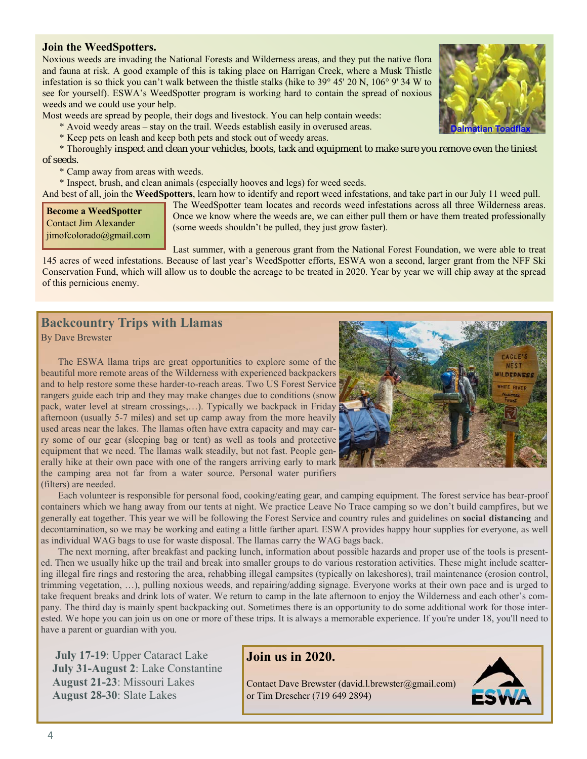## Join the WeedSpotters.

Noxious weeds are invading the National Forests and Wilderness areas, and they put the native flora and fauna at risk. A good example of this is taking place on Harrigan Creek, where a Musk Thistle infestation is so thick you can't walk between the thistle stalks (hike to 39° 45' 20 N, 106° 9' 34 W to see for yourself). ESWA's WeedSpotter program is working hard to contain the spread of noxious weeds and we could use your help.

Dalmatian Toadflax

Most weeds are spread by people, their dogs and livestock. You can help contain weeds:

* Avoid weedy areas – stay on the trail. Weeds establish easily in overused areas.
* Keep pets on leash and keep both pets and stock out of weedy areas.
* Thoroughly inspect and clean your vehicles, boots, tack and equipment to make sure you remove even the tiniest of seeds.
* Camp away from areas with weeds.
* Inspect, brush, and clean animals (especially hooves and legs) for weed seeds.

And best of all, join the **WeedSpotters**, learn how to identify and report weed infestations, and take part in our July 11 weed pull.

**Become a WeedSpotter**
Contact Jim Alexander
jimofcolorado@gmail.com

The WeedSpotter team locates and records weed infestations across all three Wilderness areas. Once we know where the weeds are, we can either pull them or have them treated professionally (some weeds shouldn't be pulled, they just grow faster).

Last summer, with a generous grant from the National Forest Foundation, we were able to treat 145 acres of weed infestations. Because of last year's WeedSpotter efforts, ESWA won a second, larger grant from the NFF Ski Conservation Fund, which will allow us to double the acreage to be treated in 2020. Year by year we will chip away at the spread of this pernicious enemy.

## Backcountry Trips with Llamas

By Dave Brewster

The ESWA llama trips are great opportunities to explore some of the beautiful more remote areas of the Wilderness with experienced backpackers and to help restore some these harder-to-reach areas. Two US Forest Service rangers guide each trip and they may make changes due to conditions (snow pack, water level at stream crossings,…). Typically we backpack in Friday afternoon (usually 5-7 miles) and set up camp away from the more heavily used areas near the lakes. The llamas often have extra capacity and may carry some of our gear (sleeping bag or tent) as well as tools and protective equipment that we need. The llamas walk steadily, but not fast. People generally hike at their own pace with one of the rangers arriving early to mark the camping area not far from a water source. Personal water purifiers (filters) are needed.

Each volunteer is responsible for personal food, cooking/eating gear, and camping equipment. The forest service has bear-proof containers which we hang away from our tents at night. We practice Leave No Trace camping so we don't build campfires, but we generally eat together. This year we will be following the Forest Service and country rules and guidelines on **social distancing** and decontamination, so we may be working and eating a little farther apart. ESWA provides happy hour supplies for everyone, as well as individual WAG bags to use for waste disposal. The llamas carry the WAG bags back.

The next morning, after breakfast and packing lunch, information about possible hazards and proper use of the tools is presented. Then we usually hike up the trail and break into smaller groups to do various restoration activities. These might include scattering illegal fire rings and restoring the area, rehabbing illegal campsites (typically on lakeshores), trail maintenance (erosion control, trimming vegetation, …), pulling noxious weeds, and repairing/adding signage. Everyone works at their own pace and is urged to take frequent breaks and drink lots of water. We return to camp in the late afternoon to enjoy the Wilderness and each other's company. The third day is mainly spent backpacking out. Sometimes there is an opportunity to do some additional work for those interested. We hope you can join us on one or more of these trips. It is always a memorable experience. If you're under 18, you'll need to have a parent or guardian with you.

**July 17-19**: Upper Cataract Lake
**July 31-August 2**: Lake Constantine
**August 21-23**: Missouri Lakes
**August 28-30**: Slate Lakes

### Join us in 2020.

Contact Dave Brewster (david.l.brewster@gmail.com) or Tim Drescher (719 649 2894)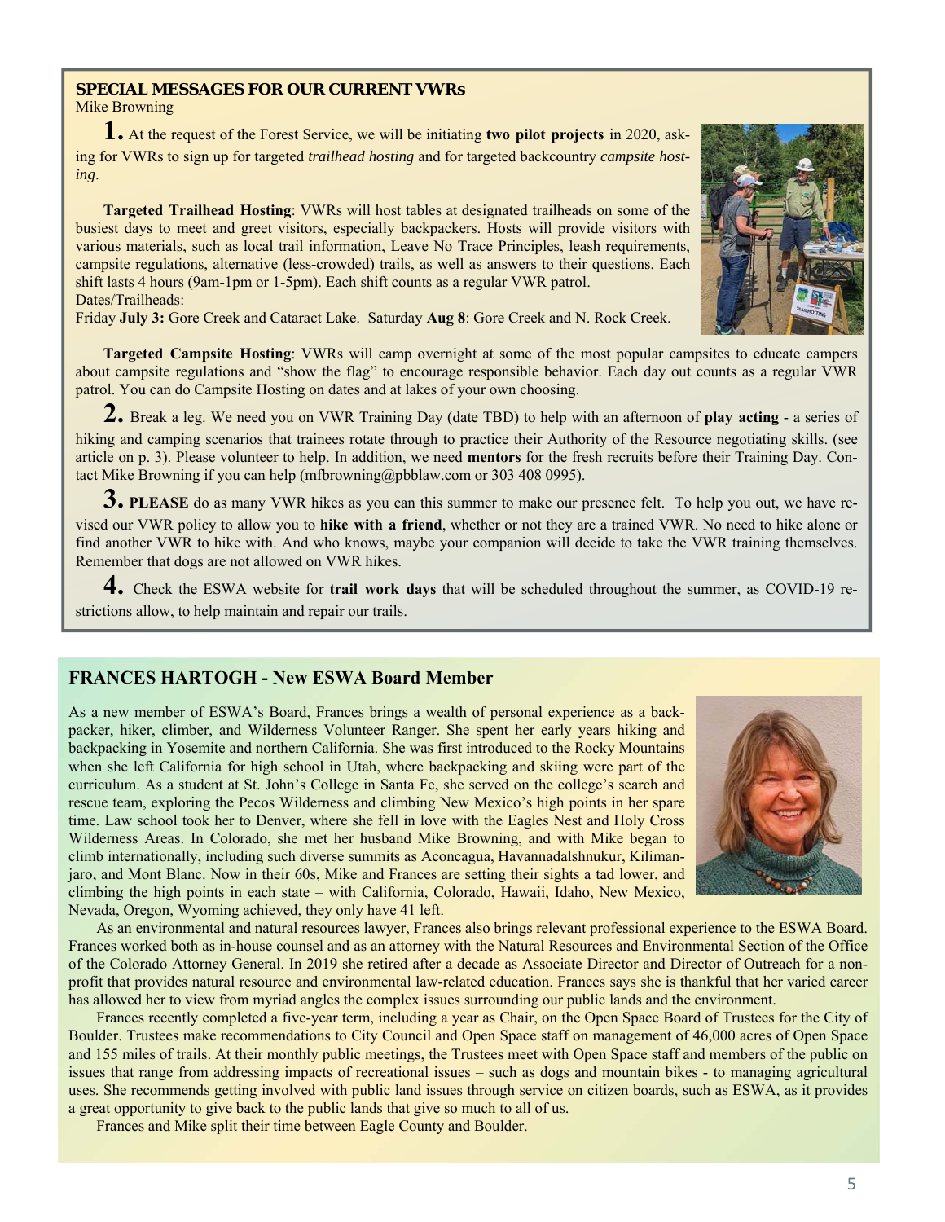## SPECIAL MESSAGES FOR OUR CURRENT VWRs

Mike Browning

**1.** At the request of the Forest Service, we will be initiating **two pilot projects** in 2020, asking for VWRs to sign up for targeted *trailhead hosting* and for targeted backcountry *campsite hosting*.

**Targeted Trailhead Hosting**: VWRs will host tables at designated trailheads on some of the busiest days to meet and greet visitors, especially backpackers. Hosts will provide visitors with various materials, such as local trail information, Leave No Trace Principles, leash requirements, campsite regulations, alternative (less-crowded) trails, as well as answers to their questions. Each shift lasts 4 hours (9am-1pm or 1-5pm). Each shift counts as a regular VWR patrol.
Dates/Trailheads:
Friday **July 3:** Gore Creek and Cataract Lake. Saturday **Aug 8**: Gore Creek and N. Rock Creek.

**Targeted Campsite Hosting**: VWRs will camp overnight at some of the most popular campsites to educate campers about campsite regulations and "show the flag" to encourage responsible behavior. Each day out counts as a regular VWR patrol. You can do Campsite Hosting on dates and at lakes of your own choosing.

**2.** Break a leg. We need you on VWR Training Day (date TBD) to help with an afternoon of **play acting** - a series of hiking and camping scenarios that trainees rotate through to practice their Authority of the Resource negotiating skills. (see article on p. 3). Please volunteer to help. In addition, we need **mentors** for the fresh recruits before their Training Day. Contact Mike Browning if you can help (mfbrowning@pbblaw.com or 303 408 0995).

**3. PLEASE** do as many VWR hikes as you can this summer to make our presence felt. To help you out, we have revised our VWR policy to allow you to **hike with a friend**, whether or not they are a trained VWR. No need to hike alone or find another VWR to hike with. And who knows, maybe your companion will decide to take the VWR training themselves. Remember that dogs are not allowed on VWR hikes.

**4.** Check the ESWA website for **trail work days** that will be scheduled throughout the summer, as COVID-19 restrictions allow, to help maintain and repair our trails.

## FRANCES HARTOGH - New ESWA Board Member

As a new member of ESWA's Board, Frances brings a wealth of personal experience as a backpacker, hiker, climber, and Wilderness Volunteer Ranger. She spent her early years hiking and backpacking in Yosemite and northern California. She was first introduced to the Rocky Mountains when she left California for high school in Utah, where backpacking and skiing were part of the curriculum. As a student at St. John's College in Santa Fe, she served on the college's search and rescue team, exploring the Pecos Wilderness and climbing New Mexico's high points in her spare time. Law school took her to Denver, where she fell in love with the Eagles Nest and Holy Cross Wilderness Areas. In Colorado, she met her husband Mike Browning, and with Mike began to climb internationally, including such diverse summits as Aconcagua, Havannadalshnukur, Kilimanjaro, and Mont Blanc. Now in their 60s, Mike and Frances are setting their sights a tad lower, and climbing the high points in each state – with California, Colorado, Hawaii, Idaho, New Mexico, Nevada, Oregon, Wyoming achieved, they only have 41 left.

As an environmental and natural resources lawyer, Frances also brings relevant professional experience to the ESWA Board. Frances worked both as in-house counsel and as an attorney with the Natural Resources and Environmental Section of the Office of the Colorado Attorney General. In 2019 she retired after a decade as Associate Director and Director of Outreach for a non-profit that provides natural resource and environmental law-related education. Frances says she is thankful that her varied career has allowed her to view from myriad angles the complex issues surrounding our public lands and the environment.

Frances recently completed a five-year term, including a year as Chair, on the Open Space Board of Trustees for the City of Boulder. Trustees make recommendations to City Council and Open Space staff on management of 46,000 acres of Open Space and 155 miles of trails. At their monthly public meetings, the Trustees meet with Open Space staff and members of the public on issues that range from addressing impacts of recreational issues – such as dogs and mountain bikes - to managing agricultural uses. She recommends getting involved with public land issues through service on citizen boards, such as ESWA, as it provides a great opportunity to give back to the public lands that give so much to all of us.

Frances and Mike split their time between Eagle County and Boulder.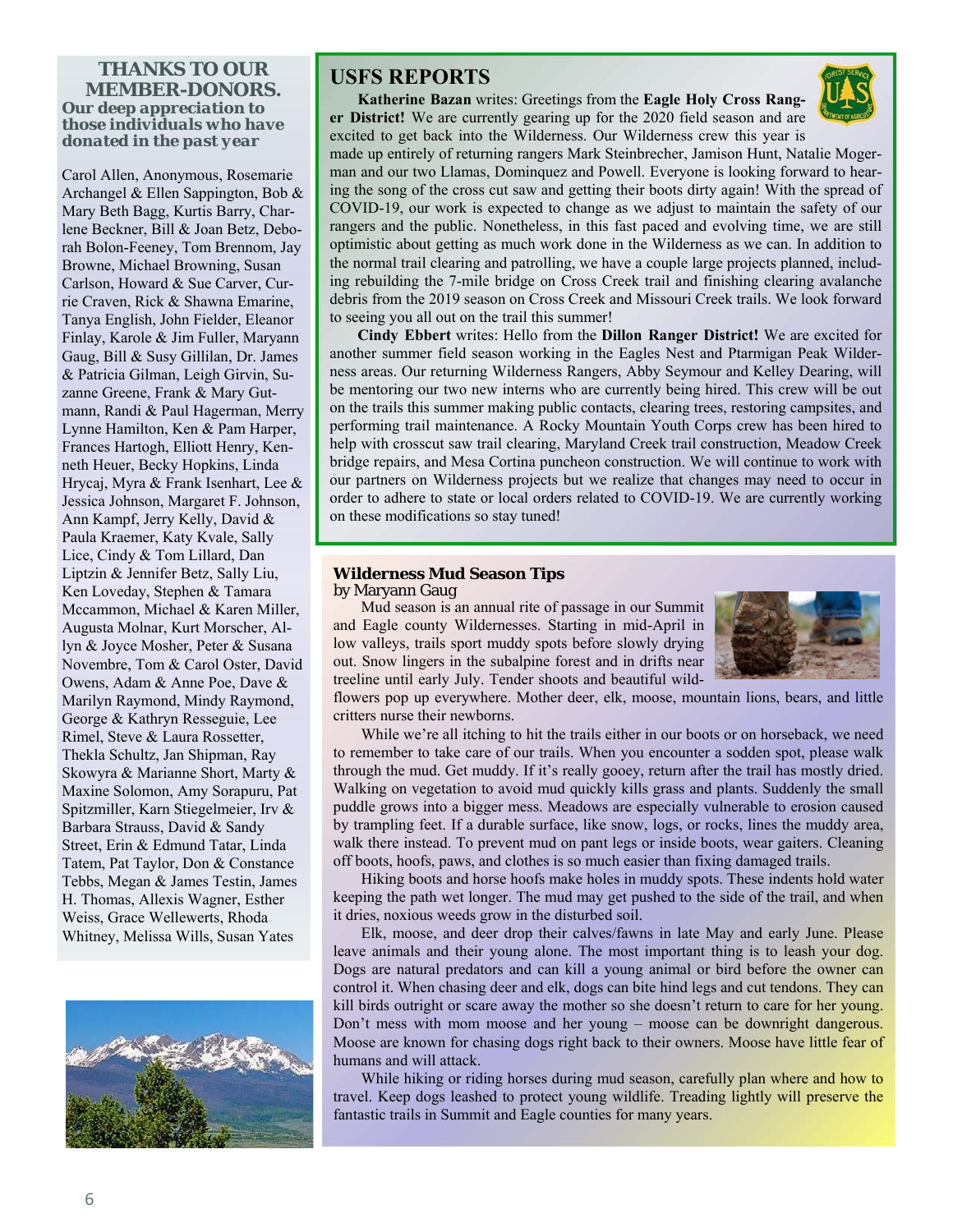## THANKS TO OUR MEMBER-DONORS.

***Our deep appreciation to those individuals who have donated in the past year***

Carol Allen, Anonymous, Rosemarie Archangel & Ellen Sappington, Bob & Mary Beth Bagg, Kurtis Barry, Charlene Beckner, Bill & Joan Betz, Deborah Bolon-Feeney, Tom Brennom, Jay Browne, Michael Browning, Susan Carlson, Howard & Sue Carver, Currie Craven, Rick & Shawna Emarine, Tanya English, John Fielder, Eleanor Finlay, Karole & Jim Fuller, Maryann Gaug, Bill & Susy Gillilan, Dr. James & Patricia Gilman, Leigh Girvin, Suzanne Greene, Frank & Mary Gutmann, Randi & Paul Hagerman, Merry Lynne Hamilton, Ken & Pam Harper, Frances Hartogh, Elliott Henry, Kenneth Heuer, Becky Hopkins, Linda Hrycaj, Myra & Frank Isenhart, Lee & Jessica Johnson, Margaret F. Johnson, Ann Kampf, Jerry Kelly, David & Paula Kraemer, Katy Kvale, Sally Lice, Cindy & Tom Lillard, Dan Liptzin & Jennifer Betz, Sally Liu, Ken Loveday, Stephen & Tamara Mccammon, Michael & Karen Miller, Augusta Molnar, Kurt Morscher, Allyn & Joyce Mosher, Peter & Susana Novembre, Tom & Carol Oster, David Owens, Adam & Anne Poe, Dave & Marilyn Raymond, Mindy Raymond, George & Kathryn Resseguie, Lee Rimel, Steve & Laura Rossetter, Thekla Schultz, Jan Shipman, Ray Skowyra & Marianne Short, Marty & Maxine Solomon, Amy Sorapuru, Pat Spitzmiller, Karn Stiegelmeier, Irv & Barbara Strauss, David & Sandy Street, Erin & Edmund Tatar, Linda Tatem, Pat Taylor, Don & Constance Tebbs, Megan & James Testin, James H. Thomas, Allexis Wagner, Esther Weiss, Grace Wellewerts, Rhoda Whitney, Melissa Wills, Susan Yates

## USFS REPORTS

**Katherine Bazan** writes: Greetings from the **Eagle Holy Cross Ranger District!** We are currently gearing up for the 2020 field season and are excited to get back into the Wilderness. Our Wilderness crew this year is made up entirely of returning rangers Mark Steinbrecher, Jamison Hunt, Natalie Mogerman and our two Llamas, Dominquez and Powell. Everyone is looking forward to hearing the song of the cross cut saw and getting their boots dirty again! With the spread of COVID-19, our work is expected to change as we adjust to maintain the safety of our rangers and the public. Nonetheless, in this fast paced and evolving time, we are still optimistic about getting as much work done in the Wilderness as we can. In addition to the normal trail clearing and patrolling, we have a couple large projects planned, including rebuilding the 7-mile bridge on Cross Creek trail and finishing clearing avalanche debris from the 2019 season on Cross Creek and Missouri Creek trails. We look forward to seeing you all out on the trail this summer!

**Cindy Ebbert** writes: Hello from the **Dillon Ranger District!** We are excited for another summer field season working in the Eagles Nest and Ptarmigan Peak Wilderness areas. Our returning Wilderness Rangers, Abby Seymour and Kelley Dearing, will be mentoring our two new interns who are currently being hired. This crew will be out on the trails this summer making public contacts, clearing trees, restoring campsites, and performing trail maintenance. A Rocky Mountain Youth Corps crew has been hired to help with crosscut saw trail clearing, Maryland Creek trail construction, Meadow Creek bridge repairs, and Mesa Cortina puncheon construction. We will continue to work with our partners on Wilderness projects but we realize that changes may need to occur in order to adhere to state or local orders related to COVID-19. We are currently working on these modifications so stay tuned!

### Wilderness Mud Season Tips

by Maryann Gaug

Mud season is an annual rite of passage in our Summit and Eagle county Wildernesses. Starting in mid-April in low valleys, trails sport muddy spots before slowly drying out. Snow lingers in the subalpine forest and in drifts near treeline until early July. Tender shoots and beautiful wildflowers pop up everywhere. Mother deer, elk, moose, mountain lions, bears, and little critters nurse their newborns.

While we're all itching to hit the trails either in our boots or on horseback, we need to remember to take care of our trails. When you encounter a sodden spot, please walk through the mud. Get muddy. If it's really gooey, return after the trail has mostly dried. Walking on vegetation to avoid mud quickly kills grass and plants. Suddenly the small puddle grows into a bigger mess. Meadows are especially vulnerable to erosion caused by trampling feet. If a durable surface, like snow, logs, or rocks, lines the muddy area, walk there instead. To prevent mud on pant legs or inside boots, wear gaiters. Cleaning off boots, hoofs, paws, and clothes is so much easier than fixing damaged trails.

Hiking boots and horse hoofs make holes in muddy spots. These indents hold water keeping the path wet longer. The mud may get pushed to the side of the trail, and when it dries, noxious weeds grow in the disturbed soil.

Elk, moose, and deer drop their calves/fawns in late May and early June. Please leave animals and their young alone. The most important thing is to leash your dog. Dogs are natural predators and can kill a young animal or bird before the owner can control it. When chasing deer and elk, dogs can bite hind legs and cut tendons. They can kill birds outright or scare away the mother so she doesn't return to care for her young. Don't mess with mom moose and her young – moose can be downright dangerous. Moose are known for chasing dogs right back to their owners. Moose have little fear of humans and will attack.

While hiking or riding horses during mud season, carefully plan where and how to travel. Keep dogs leashed to protect young wildlife. Treading lightly will preserve the fantastic trails in Summit and Eagle counties for many years.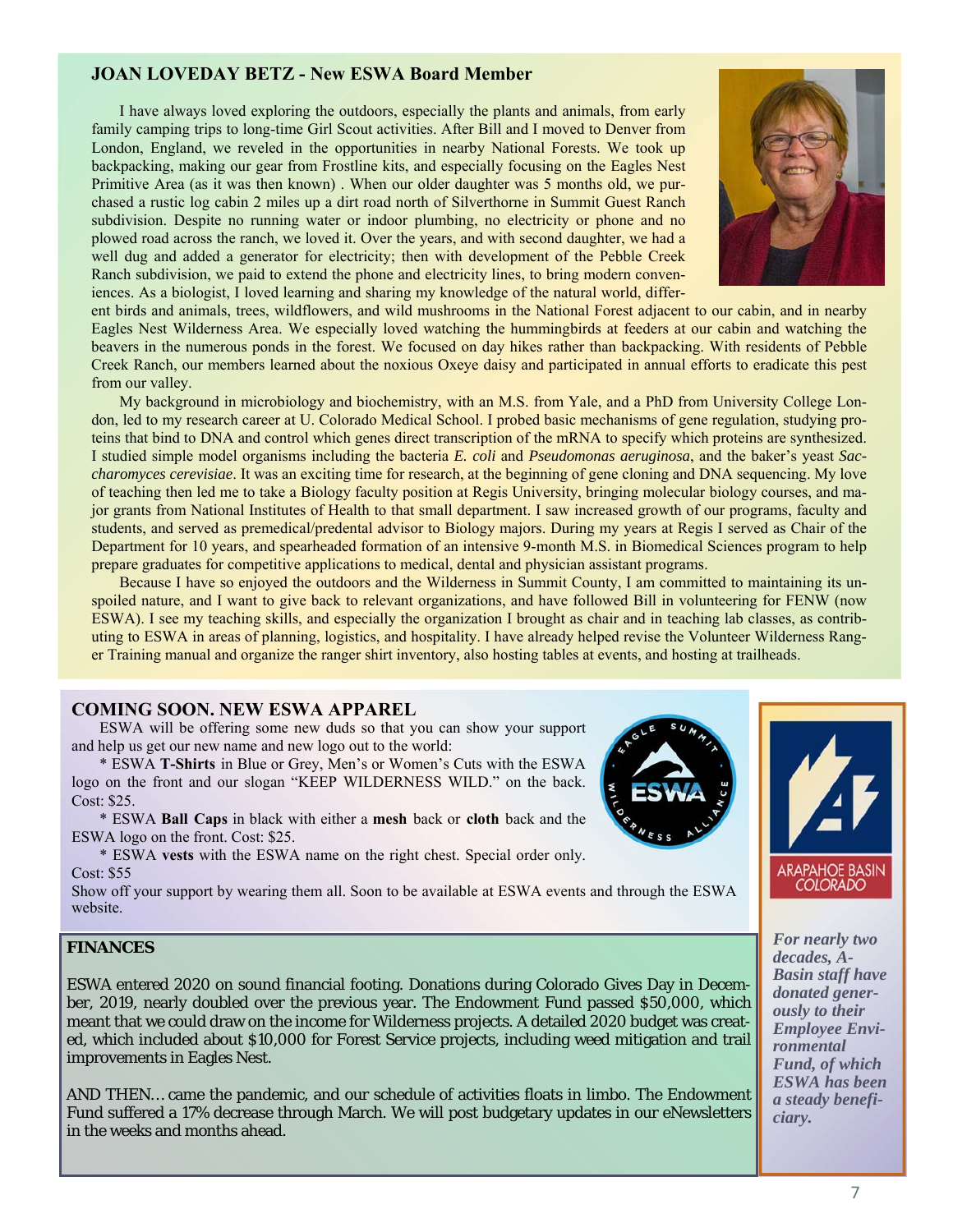## JOAN LOVEDAY BETZ - New ESWA Board Member

I have always loved exploring the outdoors, especially the plants and animals, from early family camping trips to long-time Girl Scout activities. After Bill and I moved to Denver from London, England, we reveled in the opportunities in nearby National Forests. We took up backpacking, making our gear from Frostline kits, and especially focusing on the Eagles Nest Primitive Area (as it was then known) . When our older daughter was 5 months old, we purchased a rustic log cabin 2 miles up a dirt road north of Silverthorne in Summit Guest Ranch subdivision. Despite no running water or indoor plumbing, no electricity or phone and no plowed road across the ranch, we loved it. Over the years, and with second daughter, we had a well dug and added a generator for electricity; then with development of the Pebble Creek Ranch subdivision, we paid to extend the phone and electricity lines, to bring modern conveniences. As a biologist, I loved learning and sharing my knowledge of the natural world, different birds and animals, trees, wildflowers, and wild mushrooms in the National Forest adjacent to our cabin, and in nearby Eagles Nest Wilderness Area. We especially loved watching the hummingbirds at feeders at our cabin and watching the beavers in the numerous ponds in the forest. We focused on day hikes rather than backpacking. With residents of Pebble Creek Ranch, our members learned about the noxious Oxeye daisy and participated in annual efforts to eradicate this pest from our valley.

My background in microbiology and biochemistry, with an M.S. from Yale, and a PhD from University College London, led to my research career at U. Colorado Medical School. I probed basic mechanisms of gene regulation, studying proteins that bind to DNA and control which genes direct transcription of the mRNA to specify which proteins are synthesized. I studied simple model organisms including the bacteria *E. coli* and *Pseudomonas aeruginosa*, and the baker's yeast *Saccharomyces cerevisiae*. It was an exciting time for research, at the beginning of gene cloning and DNA sequencing. My love of teaching then led me to take a Biology faculty position at Regis University, bringing molecular biology courses, and major grants from National Institutes of Health to that small department. I saw increased growth of our programs, faculty and students, and served as premedical/predental advisor to Biology majors. During my years at Regis I served as Chair of the Department for 10 years, and spearheaded formation of an intensive 9-month M.S. in Biomedical Sciences program to help prepare graduates for competitive applications to medical, dental and physician assistant programs.

Because I have so enjoyed the outdoors and the Wilderness in Summit County, I am committed to maintaining its unspoiled nature, and I want to give back to relevant organizations, and have followed Bill in volunteering for FENW (now ESWA). I see my teaching skills, and especially the organization I brought as chair and in teaching lab classes, as contributing to ESWA in areas of planning, logistics, and hospitality. I have already helped revise the Volunteer Wilderness Ranger Training manual and organize the ranger shirt inventory, also hosting tables at events, and hosting at trailheads.

## COMING SOON. NEW ESWA APPAREL

ESWA will be offering some new duds so that you can show your support and help us get our new name and new logo out to the world:

\* ESWA **T-Shirts** in Blue or Grey, Men's or Women's Cuts with the ESWA logo on the front and our slogan "KEEP WILDERNESS WILD." on the back. Cost: $25.

\* ESWA **Ball Caps** in black with either a **mesh** back or **cloth** back and the ESWA logo on the front. Cost: $25.

\* ESWA **vests** with the ESWA name on the right chest. Special order only. Cost: $55

Show off your support by wearing them all. Soon to be available at ESWA events and through the ESWA website.

## FINANCES

ESWA entered 2020 on sound financial footing. Donations during Colorado Gives Day in December, 2019, nearly doubled over the previous year. The Endowment Fund passed $50,000, which meant that we could draw on the income for Wilderness projects. A detailed 2020 budget was created, which included about $10,000 for Forest Service projects, including weed mitigation and trail improvements in Eagles Nest.

AND THEN… came the pandemic, and our schedule of activities floats in limbo. The Endowment Fund suffered a 17% decrease through March. We will post budgetary updates in our eNewsletters in the weeks and months ahead.

ARAPAHOE BASIN COLORADO

***For nearly two decades, A-Basin staff have donated generously to their Employee Environmental Fund, of which ESWA has been a steady beneficiary.***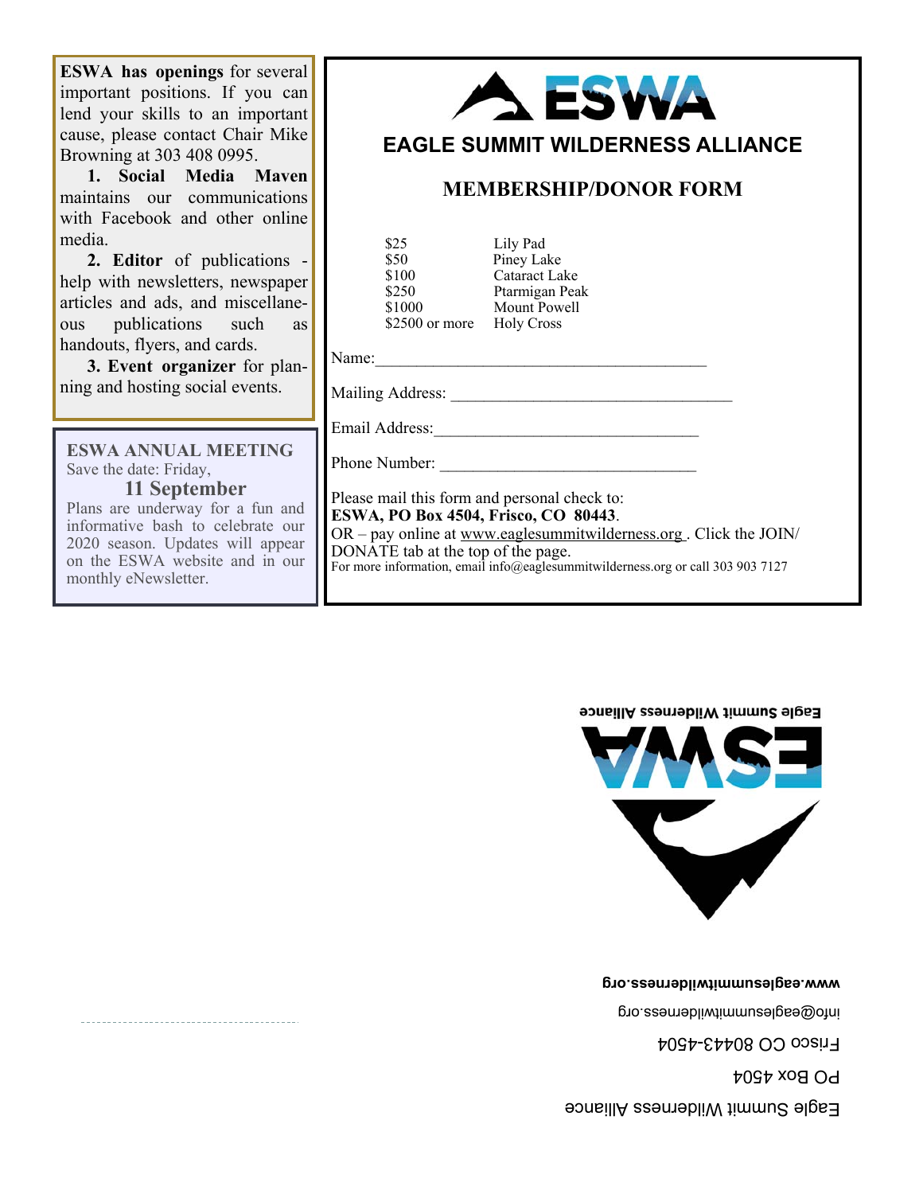**ESWA has openings** for several important positions. If you can lend your skills to an important cause, please contact Chair Mike Browning at 303 408 0995.

1. **Social Media Maven** maintains our communications with Facebook and other online media.
2. **Editor** of publications - help with newsletters, newspaper articles and ads, and miscellaneous publications such as handouts, flyers, and cards.
3. **Event organizer** for planning and hosting social events.

**ESWA ANNUAL MEETING**

Save the date: Friday,

**11 September**

Plans are underway for a fun and informative bash to celebrate our 2020 season. Updates will appear on the ESWA website and in our monthly eNewsletter.

# ESWA

## EAGLE SUMMIT WILDERNESS ALLIANCE

## MEMBERSHIP/DONOR FORM

| | |
|---|---|
| $25 | Lily Pad |
| $50 | Piney Lake |
| $100 | Cataract Lake |
| $250 | Ptarmigan Peak |
| $1000 | Mount Powell |
| $2500 or more | Holy Cross |

Name:________________________________________

Mailing Address: __________________________________

Email Address:________________________________

Phone Number: _______________________________

Please mail this form and personal check to:
**ESWA, PO Box 4504, Frisco, CO 80443**.
OR – pay online at www.eaglesummitwilderness.org . Click the JOIN/DONATE tab at the top of the page.
For more information, email info@eaglesummitwilderness.org or call 303 903 7127

ESWA
Eagle Summit Wilderness Alliance

**www.eaglesummitwilderness.org**

info@eaglesummitwilderness.org

Frisco CO 80443-4504

PO Box 4504

Eagle Summit Wilderness Alliance